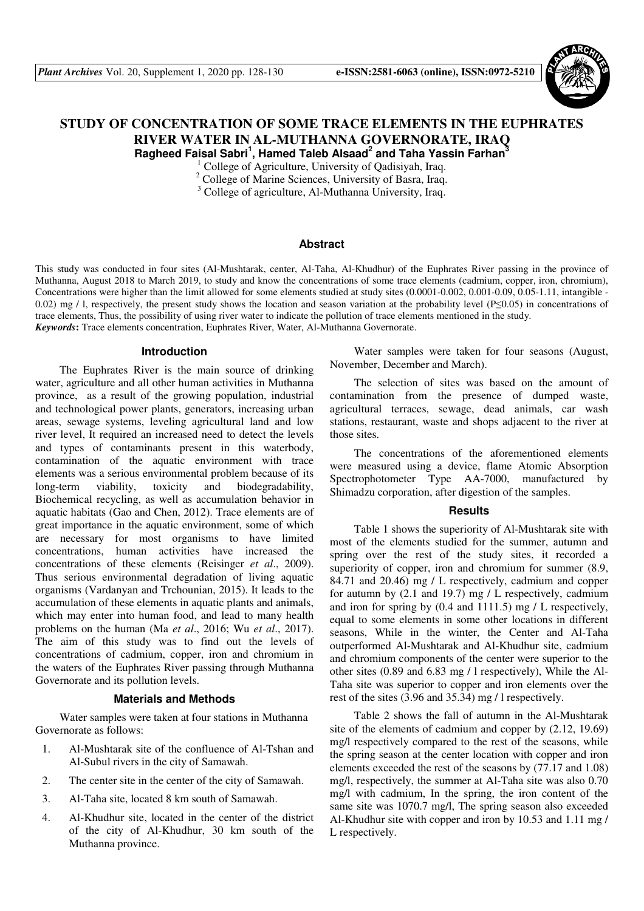# STUDY OF CONCENTRATION OF SOME TRACE ELEMENTS IN THE EUPHRATES RIVER WATER IN AL-MUTHANNA GOVERNORATE, IRAQ

**Ragheed Faisal Sabri[1], Hamed Taleb Alsaad[2] and Taha Yassin Farhan[3]**

[1] College of Agriculture, University of Qadisiyah, Iraq.
[2] College of Marine Sciences, University of Basra, Iraq.
[3] College of agriculture, Al-Muthanna University, Iraq.

## Abstract

This study was conducted in four sites (Al-Mushtarak, center, Al-Taha, Al-Khudhur) of the Euphrates River passing in the province of Muthanna, August 2018 to March 2019, to study and know the concentrations of some trace elements (cadmium, copper, iron, chromium), Concentrations were higher than the limit allowed for some elements studied at study sites (0.0001-0.002, 0.001-0.09, 0.05-1.11, intangible - 0.02) mg / l, respectively, the present study shows the location and season variation at the probability level ($P \leq 0.05$) in concentrations of trace elements, Thus, the possibility of using river water to indicate the pollution of trace elements mentioned in the study.

***Keywords*:** Trace elements concentration, Euphrates River, Water, Al-Muthanna Governorate.

## Introduction

The Euphrates River is the main source of drinking water, agriculture and all other human activities in Muthanna province, as a result of the growing population, industrial and technological power plants, generators, increasing urban areas, sewage systems, leveling agricultural land and low river level, It required an increased need to detect the levels and types of contaminants present in this waterbody, contamination of the aquatic environment with trace elements was a serious environmental problem because of its long-term viability, toxicity and biodegradability, Biochemical recycling, as well as accumulation behavior in aquatic habitats (Gao and Chen, 2012). Trace elements are of great importance in the aquatic environment, some of which are necessary for most organisms to have limited concentrations, human activities have increased the concentrations of these elements (Reisinger *et al*., 2009). Thus serious environmental degradation of living aquatic organisms (Vardanyan and Trchounian, 2015). It leads to the accumulation of these elements in aquatic plants and animals, which may enter into human food, and lead to many health problems on the human (Ma *et al*., 2016; Wu *et al*., 2017). The aim of this study was to find out the levels of concentrations of cadmium, copper, iron and chromium in the waters of the Euphrates River passing through Muthanna Governorate and its pollution levels.

## Materials and Methods

Water samples were taken at four stations in Muthanna Governorate as follows:

1. Al-Mushtarak site of the confluence of Al-Tshan and Al-Subul rivers in the city of Samawah.
2. The center site in the center of the city of Samawah.
3. Al-Taha site, located 8 km south of Samawah.
4. Al-Khudhur site, located in the center of the district of the city of Al-Khudhur, 30 km south of the Muthanna province.

Water samples were taken for four seasons (August, November, December and March).

The selection of sites was based on the amount of contamination from the presence of dumped waste, agricultural terraces, sewage, dead animals, car wash stations, restaurant, waste and shops adjacent to the river at those sites.

The concentrations of the aforementioned elements were measured using a device, flame Atomic Absorption Spectrophotometer Type AA-7000, manufactured by Shimadzu corporation, after digestion of the samples.

## Results

Table 1 shows the superiority of Al-Mushtarak site with most of the elements studied for the summer, autumn and spring over the rest of the study sites, it recorded a superiority of copper, iron and chromium for summer (8.9, 84.71 and 20.46) mg / L respectively, cadmium and copper for autumn by (2.1 and 19.7) mg / L respectively, cadmium and iron for spring by (0.4 and 1111.5) mg / L respectively, equal to some elements in some other locations in different seasons, While in the winter, the Center and Al-Taha outperformed Al-Mushtarak and Al-Khudhur site, cadmium and chromium components of the center were superior to the other sites (0.89 and 6.83 mg / l respectively), While the Al-Taha site was superior to copper and iron elements over the rest of the sites (3.96 and 35.34) mg / l respectively.

Table 2 shows the fall of autumn in the Al-Mushtarak site of the elements of cadmium and copper by (2.12, 19.69) mg/l respectively compared to the rest of the seasons, while the spring season at the center location with copper and iron elements exceeded the rest of the seasons by (77.17 and 1.08) mg/l, respectively, the summer at Al-Taha site was also 0.70 mg/l with cadmium, In the spring, the iron content of the same site was 1070.7 mg/l, The spring season also exceeded Al-Khudhur site with copper and iron by 10.53 and 1.11 mg / L respectively.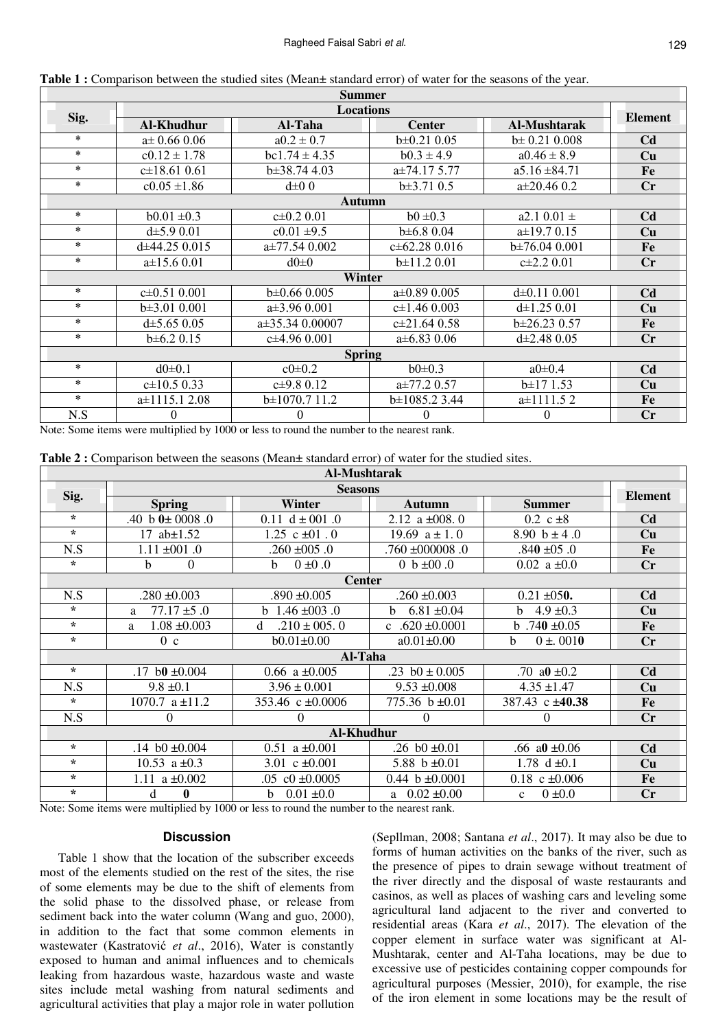**Table 1 :** Comparison between the studied sites (Mean± standard error) of water for the seasons of the year.

| Sig. | Al-Khudhur | Al-Taha | Center | Al-Mushtarak | Element |
|---|---|---|---|---|---|
| | **Summer** | | | | |
| | **Locations** | | | | |
| * | a± 0.66 0.06 | a0.2 ± 0.7 | b±0.21 0.05 | b± 0.21 0.008 | **Cd** |
| * | c0.12 ± 1.78 | bc1.74 ± 4.35 | b0.3 ± 4.9 | a0.46 ± 8.9 | **Cu** |
| * | c±18.61 0.61 | b±38.74 4.03 | a±74.17 5.77 | a5.16 ±84.71 | **Fe** |
| * | c0.05 ±1.86 | d±0 0 | b±3.71 0.5 | a±20.46 0.2 | **Cr** |
| | **Autumn** | | | | |
| * | b0.01 ±0.3 | c±0.2 0.01 | b0 ±0.3 | a2.1 0.01 ± | **Cd** |
| * | d±5.9 0.01 | c0.01 ±9.5 | b±6.8 0.04 | a±19.7 0.15 | **Cu** |
| * | d±44.25 0.015 | a±77.54 0.002 | c±62.28 0.016 | b±76.04 0.001 | **Fe** |
| * | a±15.6 0.01 | d0±0 | b±11.2 0.01 | c±2.2 0.01 | **Cr** |
| | **Winter** | | | | |
| * | c±0.51 0.001 | b±0.66 0.005 | a±0.89 0.005 | d±0.11 0.001 | **Cd** |
| * | b±3.01 0.001 | a±3.96 0.001 | c±1.46 0.003 | d±1.25 0.01 | **Cu** |
| * | d±5.65 0.05 | a±35.34 0.00007 | c±21.64 0.58 | b±26.23 0.57 | **Fe** |
| * | b±6.2 0.15 | c±4.96 0.001 | a±6.83 0.06 | d±2.48 0.05 | **Cr** |
| | **Spring** | | | | |
| * | d0±0.1 | c0±0.2 | b0±0.3 | a0±0.4 | **Cd** |
| * | c±10.5 0.33 | c±9.8 0.12 | a±77.2 0.57 | b±17 1.53 | **Cu** |
| * | a±1115.1 2.08 | b±1070.7 11.2 | b±1085.2 3.44 | a±1111.5 2 | **Fe** |
| N.S | 0 | 0 | 0 | 0 | **Cr** |

Note: Some items were multiplied by 1000 or less to round the number to the nearest rank.

**Table 2 :** Comparison between the seasons (Mean± standard error) of water for the studied sites.

| Sig. | Spring | Winter | Autumn | Summer | Element |
|---|---|---|---|---|---|
| | **Al-Mushtarak** | | | | |
| | **Seasons** | | | | |
| * | .40 b **0**± 0008 .0 | 0.11 d ± 001 .0 | 2.12 a ±008. 0 | 0.2 c ±8 | **Cd** |
| * | 17 ab±1.52 | 1.25 c ±01 . 0 | 19.69 a ± 1. 0 | 8.90 b ± 4 .0 | **Cu** |
| N.S | 1.11 ±001 .0 | .260 ±005 .0 | .760 ±000008 .0 | .84**0** ±05 .0 | **Fe** |
| * | b 0 | b 0 ±0 .0 | 0 b ±00 .0 | 0.02 a ±0.0 | **Cr** |
| | **Center** | | | | |
| N.S | .280 ±0.003 | .890 ±0.005 | .260 ±0.003 | 0.21 ±05**0.** | **Cd** |
| * | a 77.17 ±5 .0 | b 1.46 ±003 .0 | b 6.81 ±0.04 | b 4.9 ±0.3 | **Cu** |
| * | a 1.08 ±0.003 | d .210 ± 005. 0 | c .620 ±0.0001 | b .74**0** ±0.05 | **Fe** |
| * | 0 c | b0.01±0.00 | a0.01±0.00 | b 0 ±. 001**0** | **Cr** |
| | **Al-Taha** | | | | |
| * | .17 b**0** ±0.004 | 0.66 a ±0.005 | .23 b0 ± 0.005 | .70 a**0** ±0.2 | **Cd** |
| N.S | 9.8 ±0.1 | 3.96 ± 0.001 | 9.53 ±0.008 | 4.35 ±1.47 | **Cu** |
| * | 1070.7 a ±11.2 | 353.46 c ±0.0006 | 775.36 b ±0.01 | 387.43 c ±**40.38** | **Fe** |
| N.S | 0 | 0 | 0 | 0 | **Cr** |
| | **Al-Khudhur** | | | | |
| * | .14 b0 ±0.004 | 0.51 a ±0.001 | .26 b0 ±0.01 | .66 a**0** ±0.06 | **Cd** |
| * | 10.53 a ±0.3 | 3.01 c ±0.001 | 5.88 b ±0.01 | 1.78 d ±0.1 | **Cu** |
| * | 1.11 a ±0.002 | .05 c0 ±0.0005 | 0.44 b ±0.0001 | 0.18 c ±0.006 | **Fe** |
| * | d **0** | b 0.01 ±0.0 | a 0.02 ±0.00 | c 0 ±0.0 | **Cr** |

Note: Some items were multiplied by 1000 or less to round the number to the nearest rank.

## Discussion

Table 1 show that the location of the subscriber exceeds most of the elements studied on the rest of the sites, the rise of some elements may be due to the shift of elements from the solid phase to the dissolved phase, or release from sediment back into the water column (Wang and guo, 2000), in addition to the fact that some common elements in wastewater (Kastratović *et al*., 2016), Water is constantly exposed to human and animal influences and to chemicals leaking from hazardous waste, hazardous waste and waste sites include metal washing from natural sediments and agricultural activities that play a major role in water pollution (Sepllman, 2008; Santana *et al*., 2017). It may also be due to forms of human activities on the banks of the river, such as the presence of pipes to drain sewage without treatment of the river directly and the disposal of waste restaurants and casinos, as well as places of washing cars and leveling some agricultural land adjacent to the river and converted to residential areas (Kara *et al*., 2017). The elevation of the copper element in surface water was significant at Al-Mushtarak, center and Al-Taha locations, may be due to excessive use of pesticides containing copper compounds for agricultural purposes (Messier, 2010), for example, the rise of the iron element in some locations may be the result of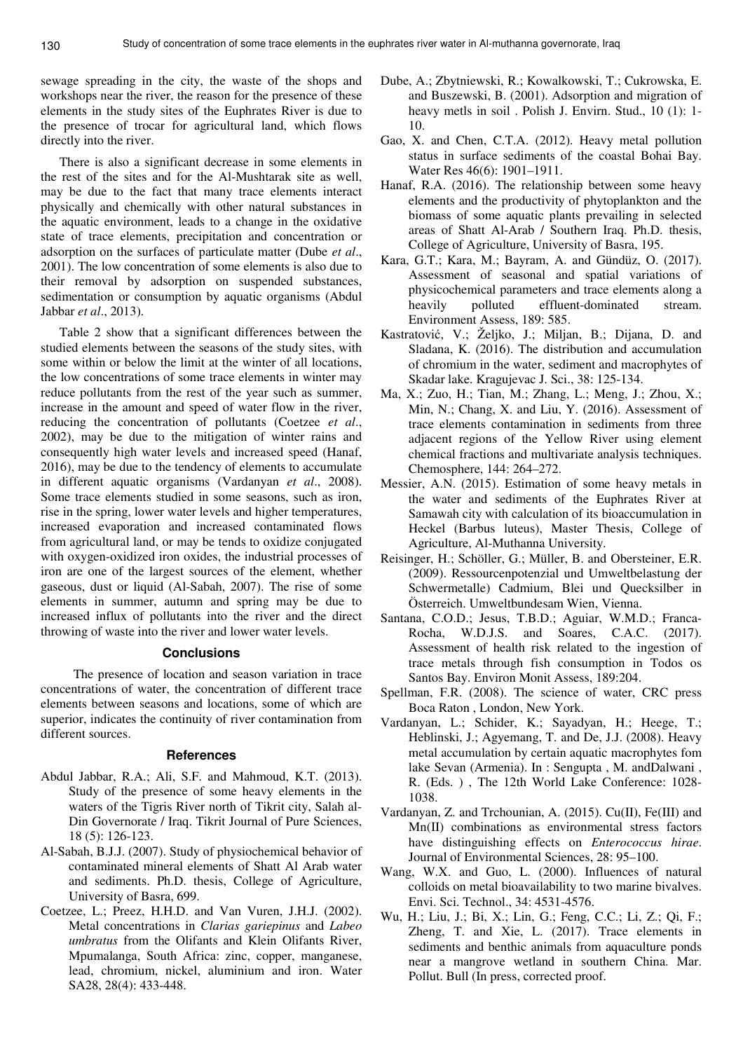sewage spreading in the city, the waste of the shops and workshops near the river, the reason for the presence of these elements in the study sites of the Euphrates River is due to the presence of trocar for agricultural land, which flows directly into the river.

There is also a significant decrease in some elements in the rest of the sites and for the Al-Mushtarak site as well, may be due to the fact that many trace elements interact physically and chemically with other natural substances in the aquatic environment, leads to a change in the oxidative state of trace elements, precipitation and concentration or adsorption on the surfaces of particulate matter (Dube *et al*., 2001). The low concentration of some elements is also due to their removal by adsorption on suspended substances, sedimentation or consumption by aquatic organisms (Abdul Jabbar *et al*., 2013).

Table 2 show that a significant differences between the studied elements between the seasons of the study sites, with some within or below the limit at the winter of all locations, the low concentrations of some trace elements in winter may reduce pollutants from the rest of the year such as summer, increase in the amount and speed of water flow in the river, reducing the concentration of pollutants (Coetzee *et al*., 2002), may be due to the mitigation of winter rains and consequently high water levels and increased speed (Hanaf, 2016), may be due to the tendency of elements to accumulate in different aquatic organisms (Vardanyan *et al*., 2008). Some trace elements studied in some seasons, such as iron, rise in the spring, lower water levels and higher temperatures, increased evaporation and increased contaminated flows from agricultural land, or may be tends to oxidize conjugated with oxygen-oxidized iron oxides, the industrial processes of iron are one of the largest sources of the element, whether gaseous, dust or liquid (Al-Sabah, 2007). The rise of some elements in summer, autumn and spring may be due to increased influx of pollutants into the river and the direct throwing of waste into the river and lower water levels.

## Conclusions

The presence of location and season variation in trace concentrations of water, the concentration of different trace elements between seasons and locations, some of which are superior, indicates the continuity of river contamination from different sources.

## References

Abdul Jabbar, R.A.; Ali, S.F. and Mahmoud, K.T. (2013). Study of the presence of some heavy elements in the waters of the Tigris River north of Tikrit city, Salah al-Din Governorate / Iraq. Tikrit Journal of Pure Sciences, 18 (5): 126-123.

Al-Sabah, B.J.J. (2007). Study of physiochemical behavior of contaminated mineral elements of Shatt Al Arab water and sediments. Ph.D. thesis, College of Agriculture, University of Basra, 699.

Coetzee, L.; Preez, H.H.D. and Van Vuren, J.H.J. (2002). Metal concentrations in *Clarias gariepinus* and *Labeo umbratus* from the Olifants and Klein Olifants River, Mpumalanga, South Africa: zinc, copper, manganese, lead, chromium, nickel, aluminium and iron. Water SA28, 28(4): 433-448.

Dube, A.; Zbytniewski, R.; Kowalkowski, T.; Cukrowska, E. and Buszewski, B. (2001). Adsorption and migration of heavy metls in soil . Polish J. Envirn. Stud., 10 (1): 1-10.

Gao, X. and Chen, C.T.A. (2012). Heavy metal pollution status in surface sediments of the coastal Bohai Bay. Water Res 46(6): 1901–1911.

Hanaf, R.A. (2016). The relationship between some heavy elements and the productivity of phytoplankton and the biomass of some aquatic plants prevailing in selected areas of Shatt Al-Arab / Southern Iraq. Ph.D. thesis, College of Agriculture, University of Basra, 195.

Kara, G.T.; Kara, M.; Bayram, A. and Gündüz, O. (2017). Assessment of seasonal and spatial variations of physicochemical parameters and trace elements along a heavily polluted effluent-dominated stream. Environment Assess, 189: 585.

Kastratović, V.; Željko, J.; Miljan, B.; Dijana, D. and Sladana, K. (2016). The distribution and accumulation of chromium in the water, sediment and macrophytes of Skadar lake. Kragujevac J. Sci., 38: 125-134.

Ma, X.; Zuo, H.; Tian, M.; Zhang, L.; Meng, J.; Zhou, X.; Min, N.; Chang, X. and Liu, Y. (2016). Assessment of trace elements contamination in sediments from three adjacent regions of the Yellow River using element chemical fractions and multivariate analysis techniques. Chemosphere, 144: 264–272.

Messier, A.N. (2015). Estimation of some heavy metals in the water and sediments of the Euphrates River at Samawah city with calculation of its bioaccumulation in Heckel (Barbus luteus), Master Thesis, College of Agriculture, Al-Muthanna University.

Reisinger, H.; Schöller, G.; Müller, B. and Obersteiner, E.R. (2009). Ressourcenpotenzial und Umweltbelastung der Schwermetalle) Cadmium, Blei und Quecksilber in Österreich. Umweltbundesam Wien, Vienna.

Santana, C.O.D.; Jesus, T.B.D.; Aguiar, W.M.D.; Franca-Rocha, W.D.J.S. and Soares, C.A.C. (2017). Assessment of health risk related to the ingestion of trace metals through fish consumption in Todos os Santos Bay. Environ Monit Assess, 189:204.

Spellman, F.R. (2008). The science of water, CRC press Boca Raton , London, New York.

Vardanyan, L.; Schider, K.; Sayadyan, H.; Heege, T.; Heblinski, J.; Agyemang, T. and De, J.J. (2008). Heavy metal accumulation by certain aquatic macrophytes fom lake Sevan (Armenia). In : Sengupta , M. andDalwani , R. (Eds. ) , The 12th World Lake Conference: 1028-1038.

Vardanyan, Z. and Trchounian, A. (2015). Cu(II), Fe(III) and Mn(II) combinations as environmental stress factors have distinguishing effects on *Enterococcus hirae*. Journal of Environmental Sciences, 28: 95–100.

Wang, W.X. and Guo, L. (2000). Influences of natural colloids on metal bioavailability to two marine bivalves. Envi. Sci. Technol., 34: 4531-4576.

Wu, H.; Liu, J.; Bi, X.; Lin, G.; Feng, C.C.; Li, Z.; Qi, F.; Zheng, T. and Xie, L. (2017). Trace elements in sediments and benthic animals from aquaculture ponds near a mangrove wetland in southern China. Mar. Pollut. Bull (In press, corrected proof.